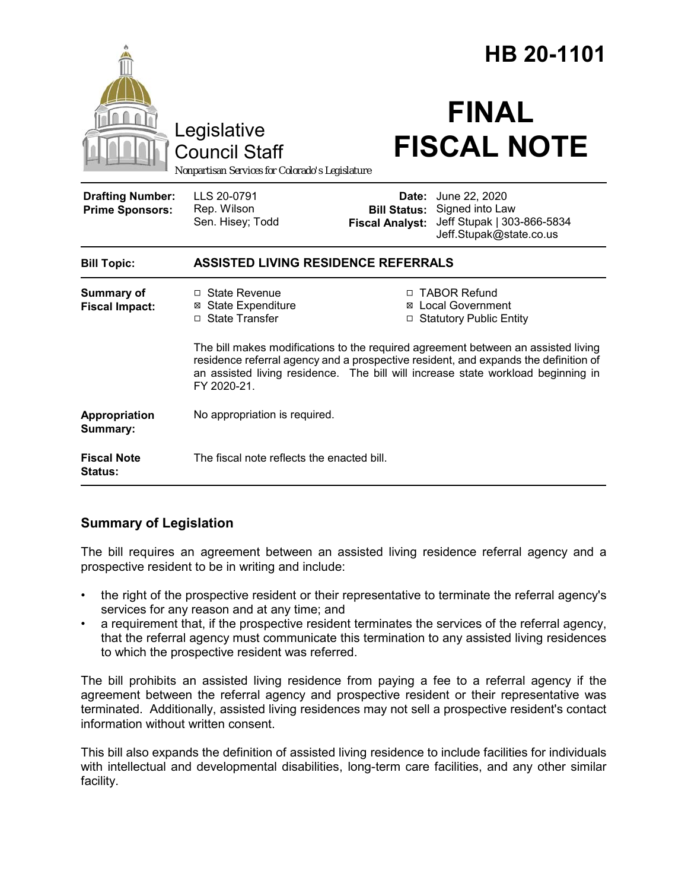# HB 20-1101

Legislative Council Staff

*Nonpartisan Services for Colorado's Legislature*

# FINAL FISCAL NOTE

| | | | |
|---|---|---|---|
| **Drafting Number:** | LLS 20-0791 | **Date:** | June 22, 2020 |
| **Prime Sponsors:** | Rep. Wilson<br>Sen. Hisey; Todd | **Bill Status:** | Signed into Law |
| | | **Fiscal Analyst:** | Jeff Stupak \| 303-866-5834<br>Jeff.Stupak@state.co.us |

| | |
|---|---|
| **Bill Topic:** | **ASSISTED LIVING RESIDENCE REFERRALS** |
| **Summary of Fiscal Impact:** | ☐ State Revenue<br>☒ State Expenditure<br>☐ State Transfer<br>☐ TABOR Refund<br>☒ Local Government<br>☐ Statutory Public Entity<br><br>The bill makes modifications to the required agreement between an assisted living residence referral agency and a prospective resident, and expands the definition of an assisted living residence. The bill will increase state workload beginning in FY 2020-21. |
| **Appropriation Summary:** | No appropriation is required. |
| **Fiscal Note Status:** | The fiscal note reflects the enacted bill. |

## Summary of Legislation

The bill requires an agreement between an assisted living residence referral agency and a prospective resident to be in writing and include:

- the right of the prospective resident or their representative to terminate the referral agency's services for any reason and at any time; and
- a requirement that, if the prospective resident terminates the services of the referral agency, that the referral agency must communicate this termination to any assisted living residences to which the prospective resident was referred.

The bill prohibits an assisted living residence from paying a fee to a referral agency if the agreement between the referral agency and prospective resident or their representative was terminated. Additionally, assisted living residences may not sell a prospective resident's contact information without written consent.

This bill also expands the definition of assisted living residence to include facilities for individuals with intellectual and developmental disabilities, long-term care facilities, and any other similar facility.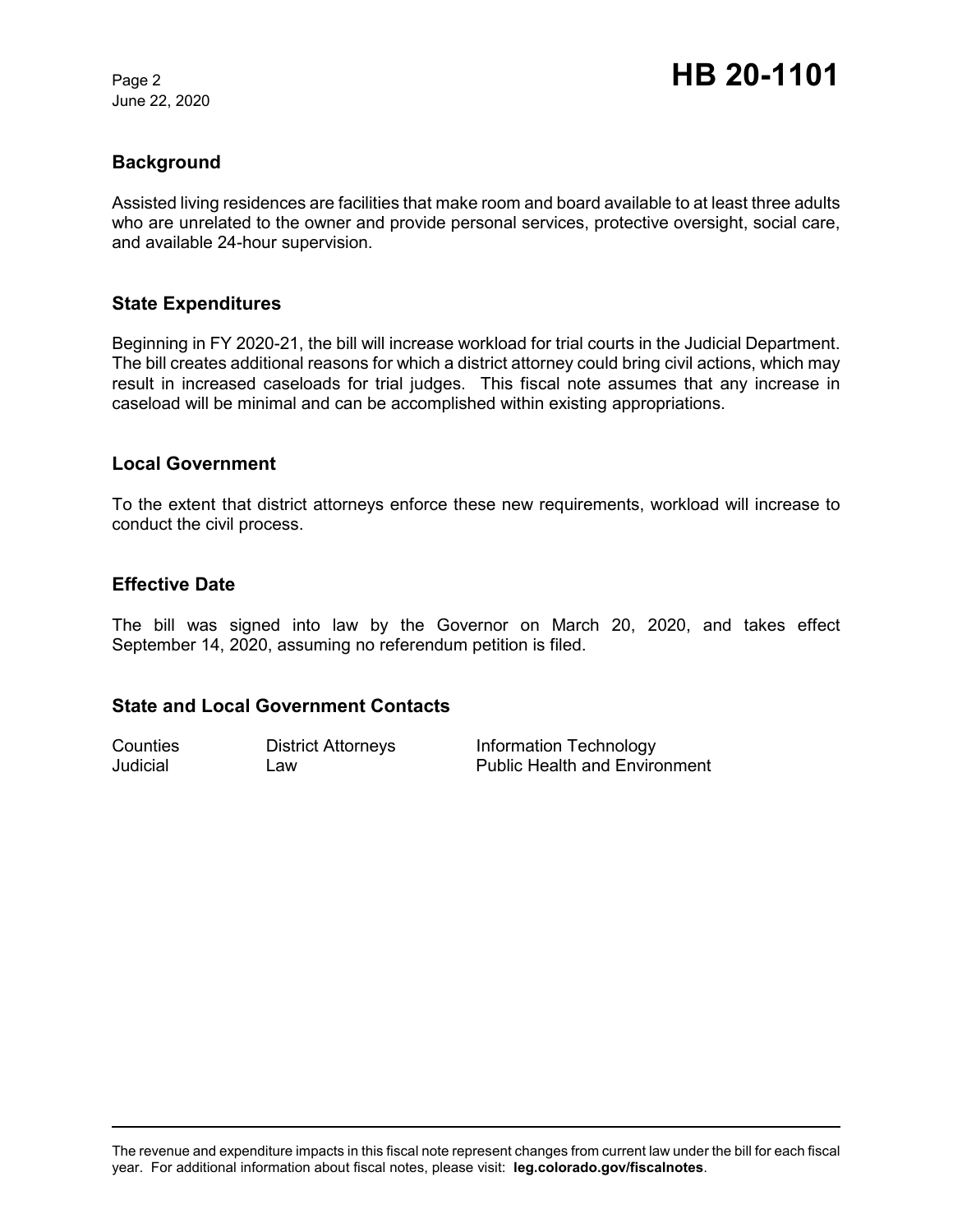## Background

Assisted living residences are facilities that make room and board available to at least three adults who are unrelated to the owner and provide personal services, protective oversight, social care, and available 24-hour supervision.

## State Expenditures

Beginning in FY 2020-21, the bill will increase workload for trial courts in the Judicial Department. The bill creates additional reasons for which a district attorney could bring civil actions, which may result in increased caseloads for trial judges. This fiscal note assumes that any increase in caseload will be minimal and can be accomplished within existing appropriations.

## Local Government

To the extent that district attorneys enforce these new requirements, workload will increase to conduct the civil process.

## Effective Date

The bill was signed into law by the Governor on March 20, 2020, and takes effect September 14, 2020, assuming no referendum petition is filed.

## State and Local Government Contacts

| | | |
|---|---|---|
| Counties | District Attorneys | Information Technology |
| Judicial | Law | Public Health and Environment |

The revenue and expenditure impacts in this fiscal note represent changes from current law under the bill for each fiscal year. For additional information about fiscal notes, please visit: **leg.colorado.gov/fiscalnotes**.